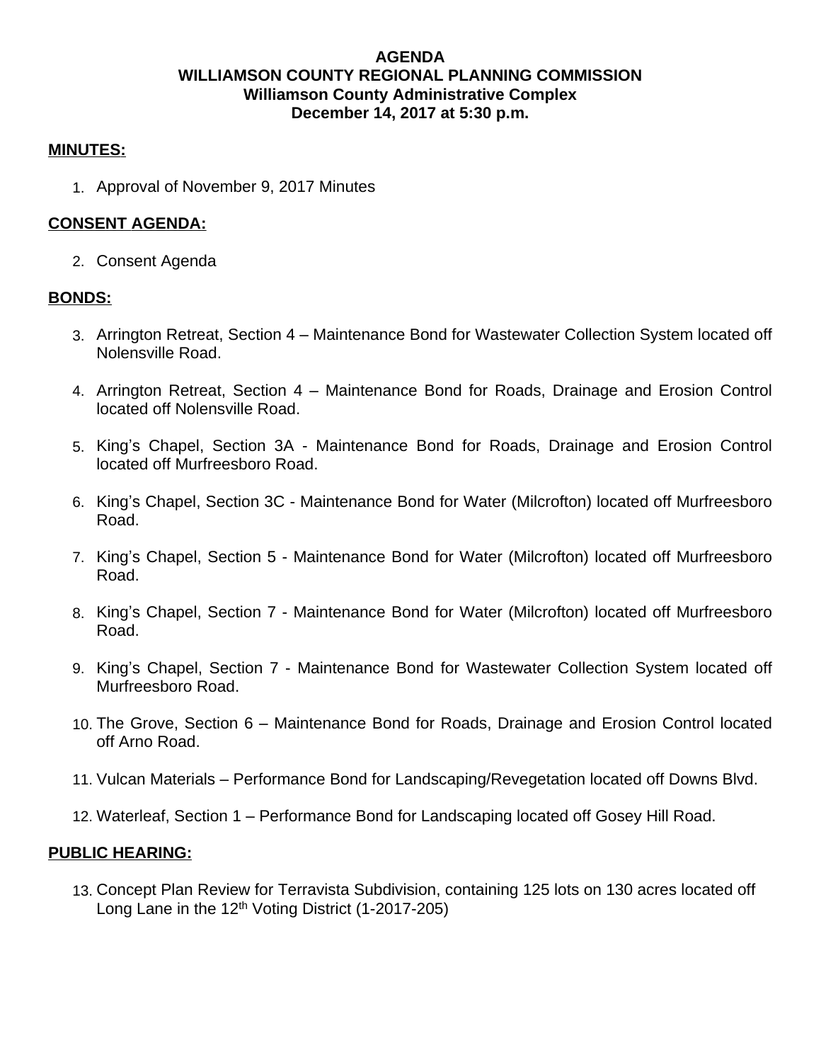**AGENDA**
**WILLIAMSON COUNTY REGIONAL PLANNING COMMISSION**
**Williamson County Administrative Complex**
**December 14, 2017 at 5:30 p.m.**

## MINUTES:

1. Approval of November 9, 2017 Minutes

## CONSENT AGENDA:

2. Consent Agenda

## BONDS:

3. Arrington Retreat, Section 4 – Maintenance Bond for Wastewater Collection System located off Nolensville Road.
4. Arrington Retreat, Section 4 – Maintenance Bond for Roads, Drainage and Erosion Control located off Nolensville Road.
5. King's Chapel, Section 3A - Maintenance Bond for Roads, Drainage and Erosion Control located off Murfreesboro Road.
6. King's Chapel, Section 3C - Maintenance Bond for Water (Milcrofton) located off Murfreesboro Road.
7. King's Chapel, Section 5 - Maintenance Bond for Water (Milcrofton) located off Murfreesboro Road.
8. King's Chapel, Section 7 - Maintenance Bond for Water (Milcrofton) located off Murfreesboro Road.
9. King's Chapel, Section 7 - Maintenance Bond for Wastewater Collection System located off Murfreesboro Road.
10. The Grove, Section 6 – Maintenance Bond for Roads, Drainage and Erosion Control located off Arno Road.
11. Vulcan Materials – Performance Bond for Landscaping/Revegetation located off Downs Blvd.
12. Waterleaf, Section 1 – Performance Bond for Landscaping located off Gosey Hill Road.

## PUBLIC HEARING:

13. Concept Plan Review for Terravista Subdivision, containing 125 lots on 130 acres located off Long Lane in the 12th Voting District (1-2017-205)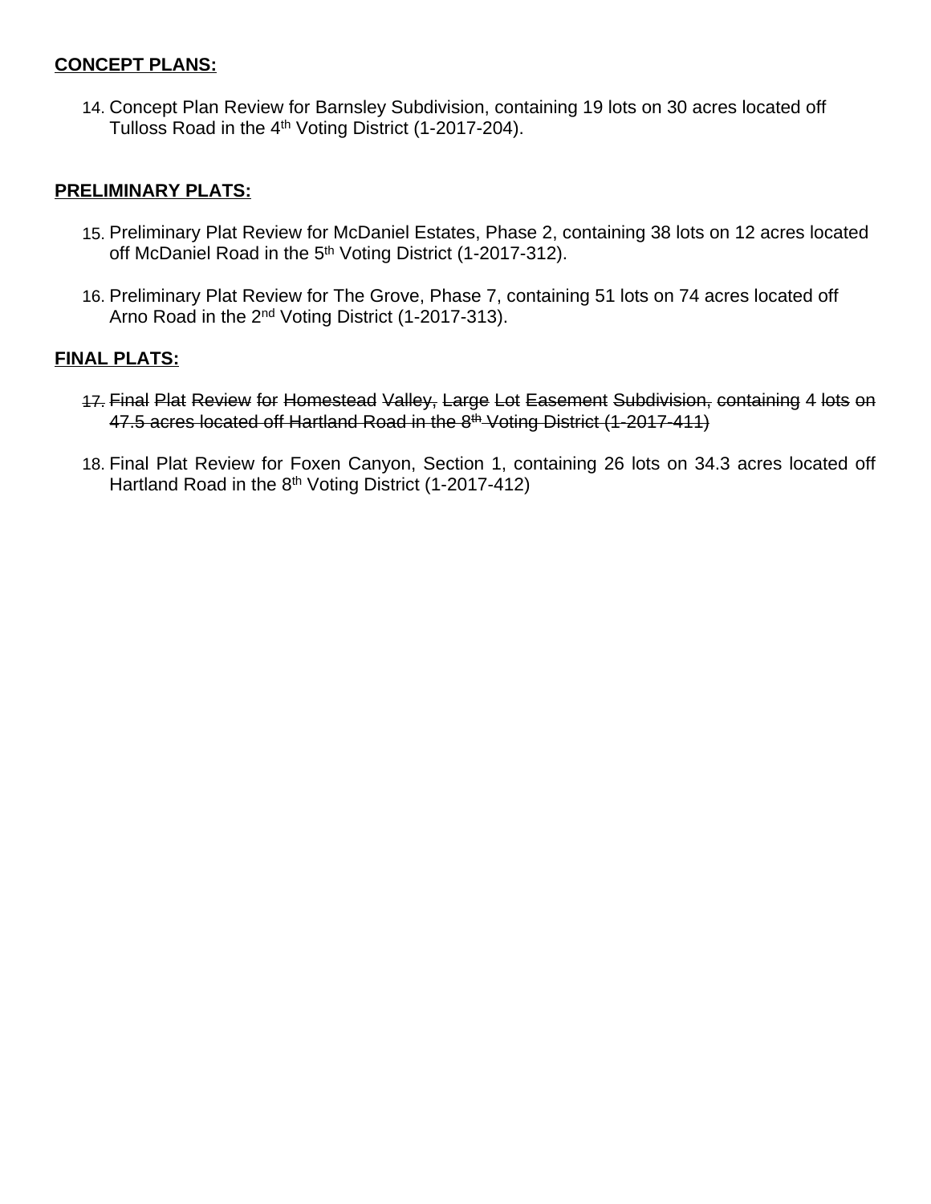**CONCEPT PLANS:**

14. Concept Plan Review for Barnsley Subdivision, containing 19 lots on 30 acres located off Tulloss Road in the 4th Voting District (1-2017-204).

**PRELIMINARY PLATS:**

15. Preliminary Plat Review for McDaniel Estates, Phase 2, containing 38 lots on 12 acres located off McDaniel Road in the 5th Voting District (1-2017-312).

16. Preliminary Plat Review for The Grove, Phase 7, containing 51 lots on 74 acres located off Arno Road in the 2nd Voting District (1-2017-313).

**FINAL PLATS:**

17. ~~Final Plat Review for Homestead Valley, Large Lot Easement Subdivision, containing 4 lots on 47.5 acres located off Hartland Road in the 8th Voting District (1-2017-411)~~

18. Final Plat Review for Foxen Canyon, Section 1, containing 26 lots on 34.3 acres located off Hartland Road in the 8th Voting District (1-2017-412)